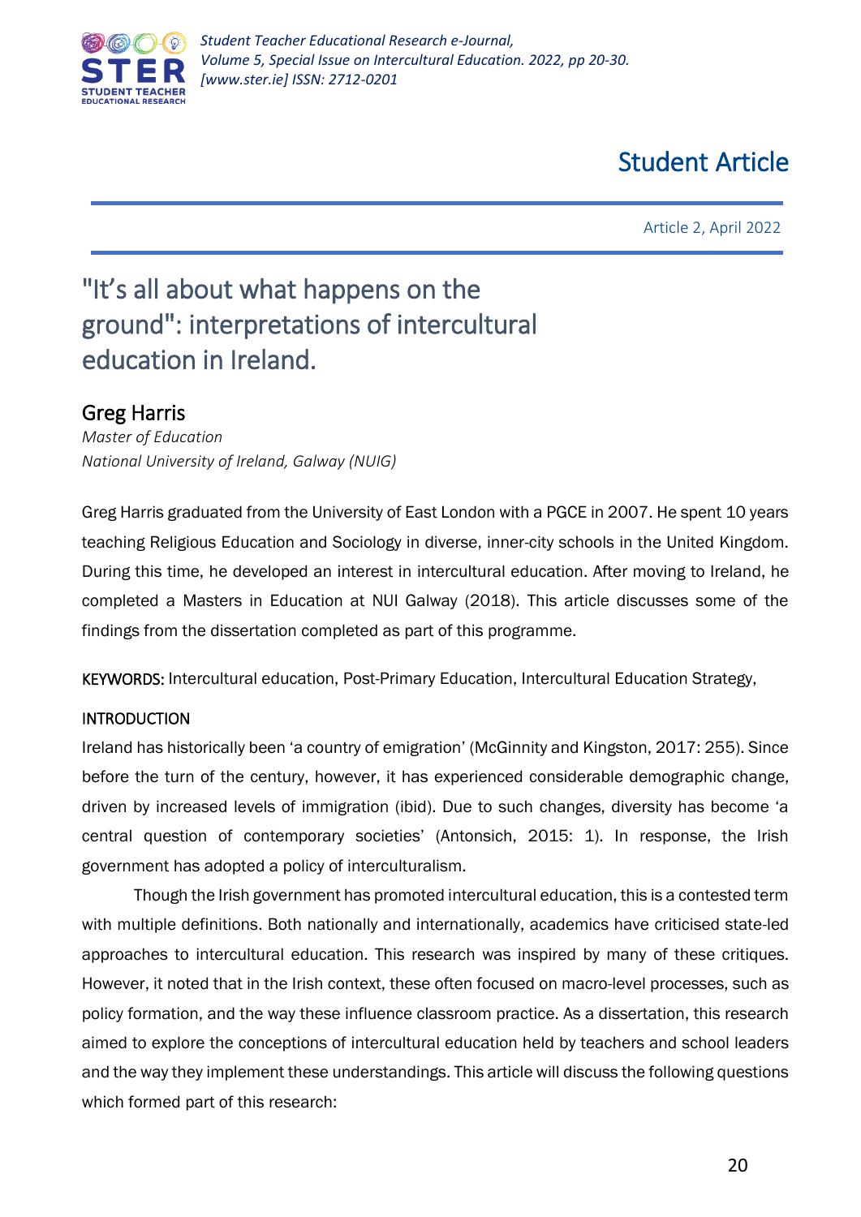Student Article

Article 2, April 2022

# "It's all about what happens on the ground": interpretations of intercultural education in Ireland.

## Greg Harris

*Master of Education*
*National University of Ireland, Galway (NUIG)*

Greg Harris graduated from the University of East London with a PGCE in 2007. He spent 10 years teaching Religious Education and Sociology in diverse, inner-city schools in the United Kingdom. During this time, he developed an interest in intercultural education. After moving to Ireland, he completed a Masters in Education at NUI Galway (2018). This article discusses some of the findings from the dissertation completed as part of this programme.

KEYWORDS: Intercultural education, Post-Primary Education, Intercultural Education Strategy,

### INTRODUCTION

Ireland has historically been 'a country of emigration' (McGinnity and Kingston, 2017: 255). Since before the turn of the century, however, it has experienced considerable demographic change, driven by increased levels of immigration (ibid). Due to such changes, diversity has become 'a central question of contemporary societies' (Antonsich, 2015: 1). In response, the Irish government has adopted a policy of interculturalism.

Though the Irish government has promoted intercultural education, this is a contested term with multiple definitions. Both nationally and internationally, academics have criticised state-led approaches to intercultural education. This research was inspired by many of these critiques. However, it noted that in the Irish context, these often focused on macro-level processes, such as policy formation, and the way these influence classroom practice. As a dissertation, this research aimed to explore the conceptions of intercultural education held by teachers and school leaders and the way they implement these understandings. This article will discuss the following questions which formed part of this research: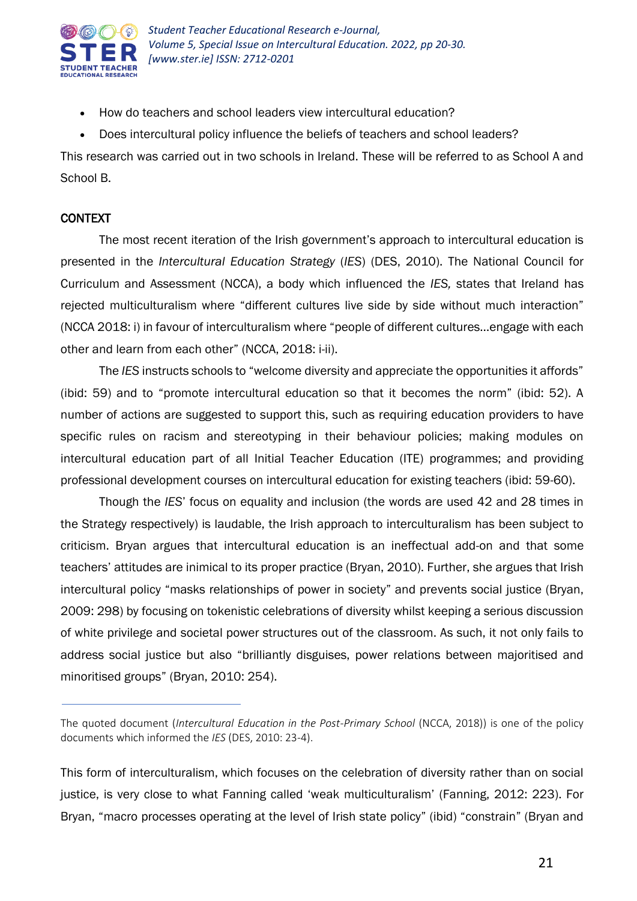- How do teachers and school leaders view intercultural education?
- Does intercultural policy influence the beliefs of teachers and school leaders?

This research was carried out in two schools in Ireland. These will be referred to as School A and School B.

## CONTEXT

The most recent iteration of the Irish government's approach to intercultural education is presented in the *Intercultural Education Strategy* (*IES*) (DES, 2010). The National Council for Curriculum and Assessment (NCCA), a body which influenced the *IES,* states that Ireland has rejected multiculturalism where "different cultures live side by side without much interaction" (NCCA 2018: i) in favour of interculturalism where "people of different cultures…engage with each other and learn from each other" (NCCA, 2018: i-ii).

The *IES* instructs schools to "welcome diversity and appreciate the opportunities it affords" (ibid: 59) and to "promote intercultural education so that it becomes the norm" (ibid: 52). A number of actions are suggested to support this, such as requiring education providers to have specific rules on racism and stereotyping in their behaviour policies; making modules on intercultural education part of all Initial Teacher Education (ITE) programmes; and providing professional development courses on intercultural education for existing teachers (ibid: 59-60).

Though the *IES*' focus on equality and inclusion (the words are used 42 and 28 times in the Strategy respectively) is laudable, the Irish approach to interculturalism has been subject to criticism. Bryan argues that intercultural education is an ineffectual add-on and that some teachers' attitudes are inimical to its proper practice (Bryan, 2010). Further, she argues that Irish intercultural policy "masks relationships of power in society" and prevents social justice (Bryan, 2009: 298) by focusing on tokenistic celebrations of diversity whilst keeping a serious discussion of white privilege and societal power structures out of the classroom. As such, it not only fails to address social justice but also "brilliantly disguises, power relations between majoritised and minoritised groups" (Bryan, 2010: 254).

---

The quoted document (*Intercultural Education in the Post-Primary School* (NCCA, 2018)) is one of the policy documents which informed the *IES* (DES, 2010: 23-4).

This form of interculturalism, which focuses on the celebration of diversity rather than on social justice, is very close to what Fanning called 'weak multiculturalism' (Fanning, 2012: 223). For Bryan, "macro processes operating at the level of Irish state policy" (ibid) "constrain" (Bryan and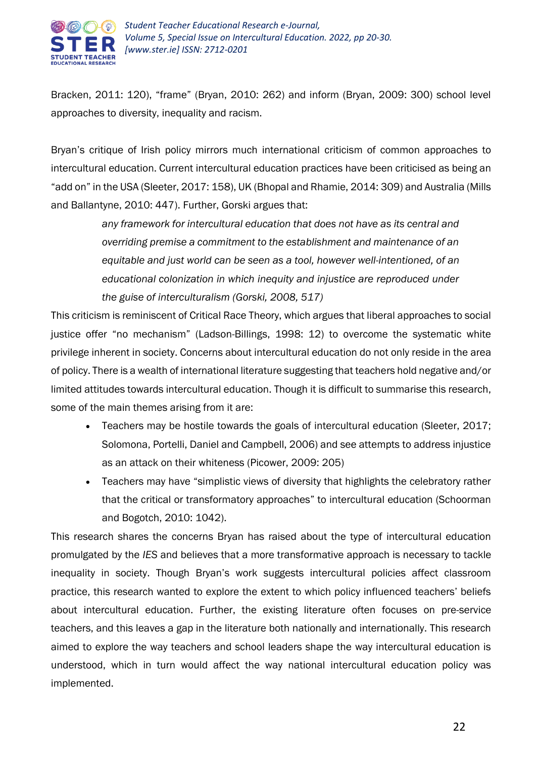Bracken, 2011: 120), "frame" (Bryan, 2010: 262) and inform (Bryan, 2009: 300) school level approaches to diversity, inequality and racism.

Bryan's critique of Irish policy mirrors much international criticism of common approaches to intercultural education. Current intercultural education practices have been criticised as being an "add on" in the USA (Sleeter, 2017: 158), UK (Bhopal and Rhamie, 2014: 309) and Australia (Mills and Ballantyne, 2010: 447). Further, Gorski argues that:

> *any framework for intercultural education that does not have as its central and overriding premise a commitment to the establishment and maintenance of an equitable and just world can be seen as a tool, however well-intentioned, of an educational colonization in which inequity and injustice are reproduced under the guise of interculturalism (Gorski, 2008, 517)*

This criticism is reminiscent of Critical Race Theory, which argues that liberal approaches to social justice offer "no mechanism" (Ladson-Billings, 1998: 12) to overcome the systematic white privilege inherent in society. Concerns about intercultural education do not only reside in the area of policy. There is a wealth of international literature suggesting that teachers hold negative and/or limited attitudes towards intercultural education. Though it is difficult to summarise this research, some of the main themes arising from it are:

- Teachers may be hostile towards the goals of intercultural education (Sleeter, 2017; Solomona, Portelli, Daniel and Campbell, 2006) and see attempts to address injustice as an attack on their whiteness (Picower, 2009: 205)
- Teachers may have "simplistic views of diversity that highlights the celebratory rather that the critical or transformatory approaches" to intercultural education (Schoorman and Bogotch, 2010: 1042).

This research shares the concerns Bryan has raised about the type of intercultural education promulgated by the *IES* and believes that a more transformative approach is necessary to tackle inequality in society. Though Bryan's work suggests intercultural policies affect classroom practice, this research wanted to explore the extent to which policy influenced teachers' beliefs about intercultural education. Further, the existing literature often focuses on pre-service teachers, and this leaves a gap in the literature both nationally and internationally. This research aimed to explore the way teachers and school leaders shape the way intercultural education is understood, which in turn would affect the way national intercultural education policy was implemented.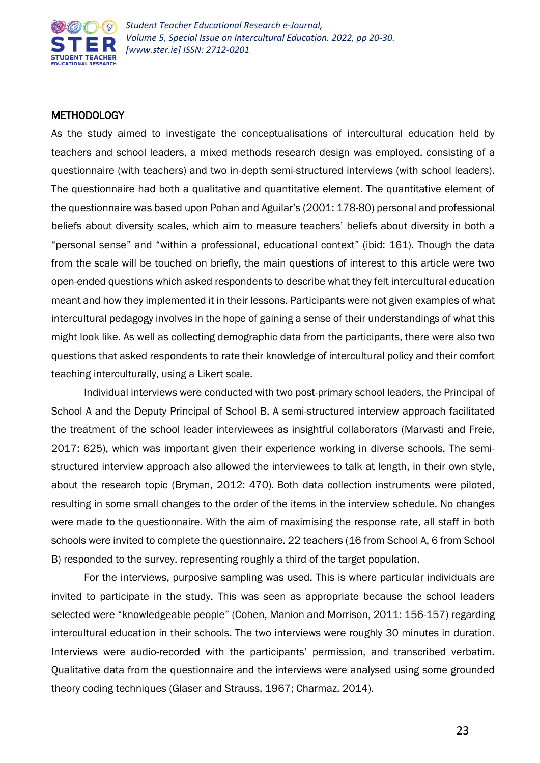## METHODOLOGY

As the study aimed to investigate the conceptualisations of intercultural education held by teachers and school leaders, a mixed methods research design was employed, consisting of a questionnaire (with teachers) and two in-depth semi-structured interviews (with school leaders). The questionnaire had both a qualitative and quantitative element. The quantitative element of the questionnaire was based upon Pohan and Aguilar's (2001: 178-80) personal and professional beliefs about diversity scales, which aim to measure teachers' beliefs about diversity in both a "personal sense" and "within a professional, educational context" (ibid: 161). Though the data from the scale will be touched on briefly, the main questions of interest to this article were two open-ended questions which asked respondents to describe what they felt intercultural education meant and how they implemented it in their lessons. Participants were not given examples of what intercultural pedagogy involves in the hope of gaining a sense of their understandings of what this might look like. As well as collecting demographic data from the participants, there were also two questions that asked respondents to rate their knowledge of intercultural policy and their comfort teaching interculturally, using a Likert scale.

Individual interviews were conducted with two post-primary school leaders, the Principal of School A and the Deputy Principal of School B. A semi-structured interview approach facilitated the treatment of the school leader interviewees as insightful collaborators (Marvasti and Freie, 2017: 625), which was important given their experience working in diverse schools. The semi-structured interview approach also allowed the interviewees to talk at length, in their own style, about the research topic (Bryman, 2012: 470). Both data collection instruments were piloted, resulting in some small changes to the order of the items in the interview schedule. No changes were made to the questionnaire. With the aim of maximising the response rate, all staff in both schools were invited to complete the questionnaire. 22 teachers (16 from School A, 6 from School B) responded to the survey, representing roughly a third of the target population.

For the interviews, purposive sampling was used. This is where particular individuals are invited to participate in the study. This was seen as appropriate because the school leaders selected were "knowledgeable people" (Cohen, Manion and Morrison, 2011: 156-157) regarding intercultural education in their schools. The two interviews were roughly 30 minutes in duration. Interviews were audio-recorded with the participants' permission, and transcribed verbatim. Qualitative data from the questionnaire and the interviews were analysed using some grounded theory coding techniques (Glaser and Strauss, 1967; Charmaz, 2014).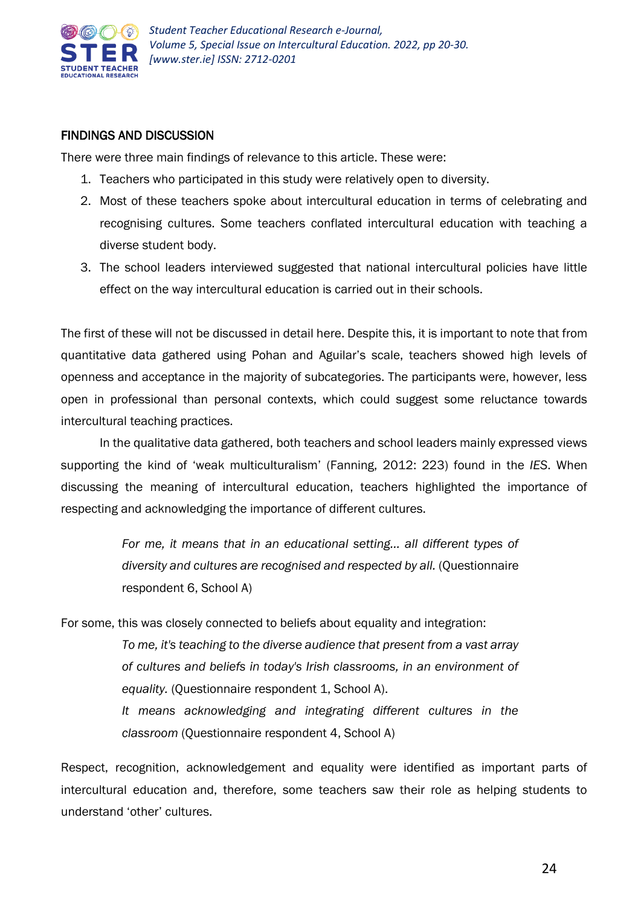## FINDINGS AND DISCUSSION

There were three main findings of relevance to this article. These were:

1. Teachers who participated in this study were relatively open to diversity.
2. Most of these teachers spoke about intercultural education in terms of celebrating and recognising cultures. Some teachers conflated intercultural education with teaching a diverse student body.
3. The school leaders interviewed suggested that national intercultural policies have little effect on the way intercultural education is carried out in their schools.

The first of these will not be discussed in detail here. Despite this, it is important to note that from quantitative data gathered using Pohan and Aguilar's scale, teachers showed high levels of openness and acceptance in the majority of subcategories. The participants were, however, less open in professional than personal contexts, which could suggest some reluctance towards intercultural teaching practices.

In the qualitative data gathered, both teachers and school leaders mainly expressed views supporting the kind of 'weak multiculturalism' (Fanning, 2012: 223) found in the *IES*. When discussing the meaning of intercultural education, teachers highlighted the importance of respecting and acknowledging the importance of different cultures.

> *For me, it means that in an educational setting… all different types of diversity and cultures are recognised and respected by all.* (Questionnaire respondent 6, School A)

For some, this was closely connected to beliefs about equality and integration:

> *To me, it's teaching to the diverse audience that present from a vast array of cultures and beliefs in today's Irish classrooms, in an environment of equality.* (Questionnaire respondent 1, School A).
>
> *It means acknowledging and integrating different cultures in the classroom* (Questionnaire respondent 4, School A)

Respect, recognition, acknowledgement and equality were identified as important parts of intercultural education and, therefore, some teachers saw their role as helping students to understand 'other' cultures.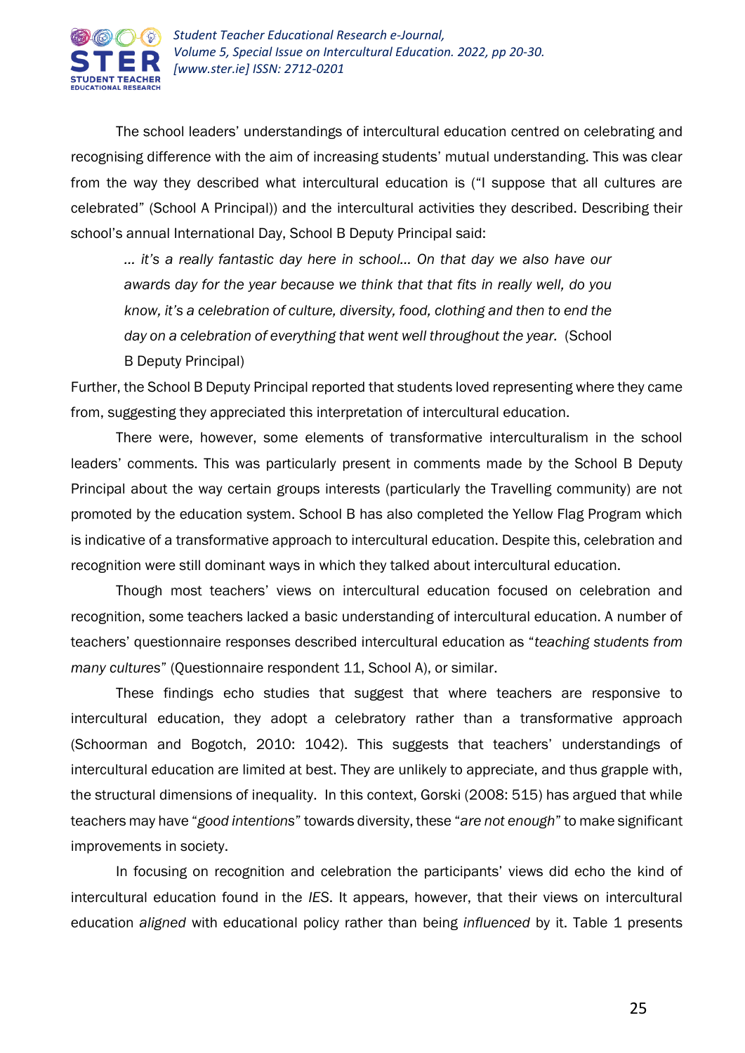The school leaders' understandings of intercultural education centred on celebrating and recognising difference with the aim of increasing students' mutual understanding. This was clear from the way they described what intercultural education is ("I suppose that all cultures are celebrated" (School A Principal)) and the intercultural activities they described. Describing their school's annual International Day, School B Deputy Principal said:

> *… it's a really fantastic day here in school… On that day we also have our awards day for the year because we think that that fits in really well, do you know, it's a celebration of culture, diversity, food, clothing and then to end the day on a celebration of everything that went well throughout the year.* (School B Deputy Principal)

Further, the School B Deputy Principal reported that students loved representing where they came from, suggesting they appreciated this interpretation of intercultural education.

There were, however, some elements of transformative interculturalism in the school leaders' comments. This was particularly present in comments made by the School B Deputy Principal about the way certain groups interests (particularly the Travelling community) are not promoted by the education system. School B has also completed the Yellow Flag Program which is indicative of a transformative approach to intercultural education. Despite this, celebration and recognition were still dominant ways in which they talked about intercultural education.

Though most teachers' views on intercultural education focused on celebration and recognition, some teachers lacked a basic understanding of intercultural education. A number of teachers' questionnaire responses described intercultural education as "*teaching students from many cultures*" (Questionnaire respondent 11, School A), or similar.

These findings echo studies that suggest that where teachers are responsive to intercultural education, they adopt a celebratory rather than a transformative approach (Schoorman and Bogotch, 2010: 1042). This suggests that teachers' understandings of intercultural education are limited at best. They are unlikely to appreciate, and thus grapple with, the structural dimensions of inequality. In this context, Gorski (2008: 515) has argued that while teachers may have "*good intentions*" towards diversity, these "*are not enough*" to make significant improvements in society.

In focusing on recognition and celebration the participants' views did echo the kind of intercultural education found in the *IES*. It appears, however, that their views on intercultural education *aligned* with educational policy rather than being *influenced* by it. Table 1 presents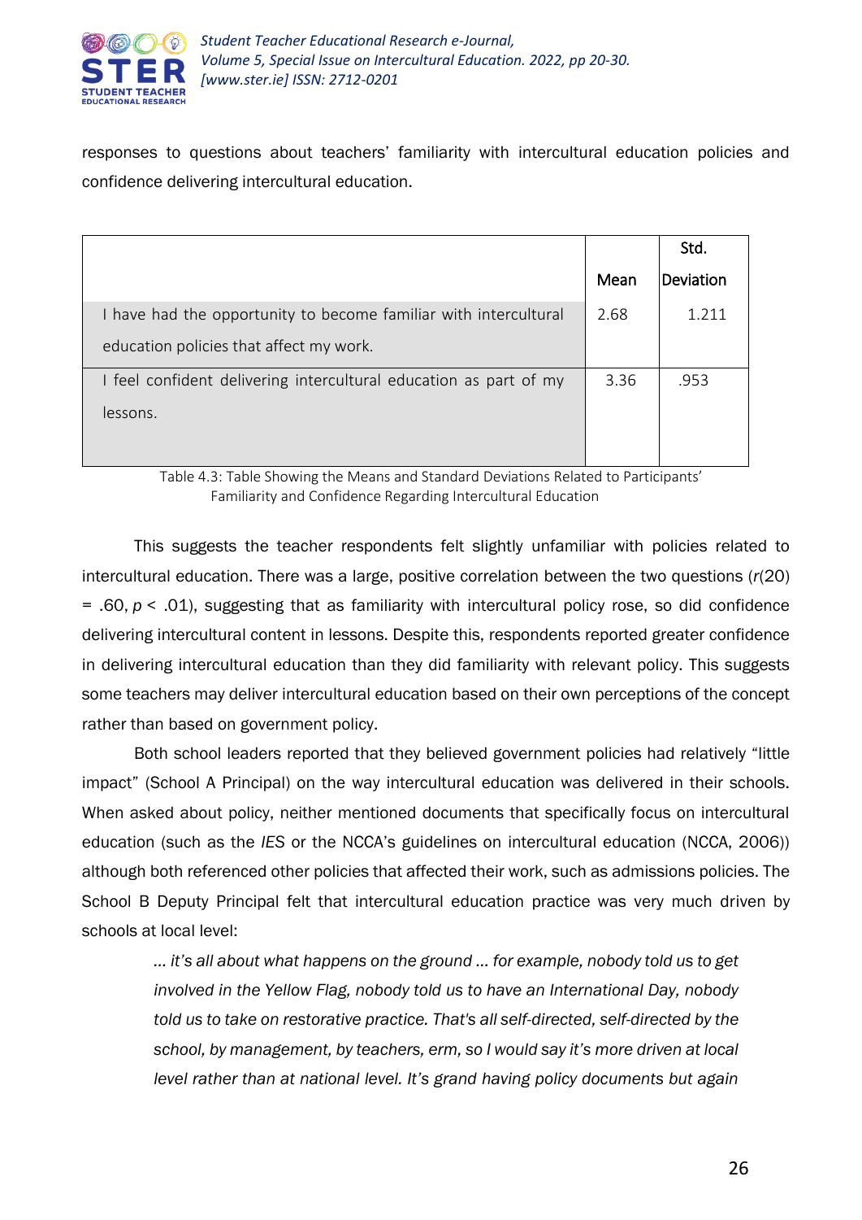responses to questions about teachers' familiarity with intercultural education policies and confidence delivering intercultural education.

| | Mean | Std. Deviation |
|---|---|---|
| I have had the opportunity to become familiar with intercultural education policies that affect my work. | 2.68 | 1.211 |
| I feel confident delivering intercultural education as part of my lessons. | 3.36 | .953 |

Table 4.3: Table Showing the Means and Standard Deviations Related to Participants' Familiarity and Confidence Regarding Intercultural Education

This suggests the teacher respondents felt slightly unfamiliar with policies related to intercultural education. There was a large, positive correlation between the two questions ($r(20) = .60$, $p < .01$), suggesting that as familiarity with intercultural policy rose, so did confidence delivering intercultural content in lessons. Despite this, respondents reported greater confidence in delivering intercultural education than they did familiarity with relevant policy. This suggests some teachers may deliver intercultural education based on their own perceptions of the concept rather than based on government policy.

Both school leaders reported that they believed government policies had relatively "little impact" (School A Principal) on the way intercultural education was delivered in their schools. When asked about policy, neither mentioned documents that specifically focus on intercultural education (such as the *IES* or the NCCA's guidelines on intercultural education (NCCA, 2006)) although both referenced other policies that affected their work, such as admissions policies. The School B Deputy Principal felt that intercultural education practice was very much driven by schools at local level:

> *... it's all about what happens on the ground ... for example, nobody told us to get involved in the Yellow Flag, nobody told us to have an International Day, nobody told us to take on restorative practice. That's all self-directed, self-directed by the school, by management, by teachers, erm, so I would say it's more driven at local level rather than at national level. It's grand having policy documents but again*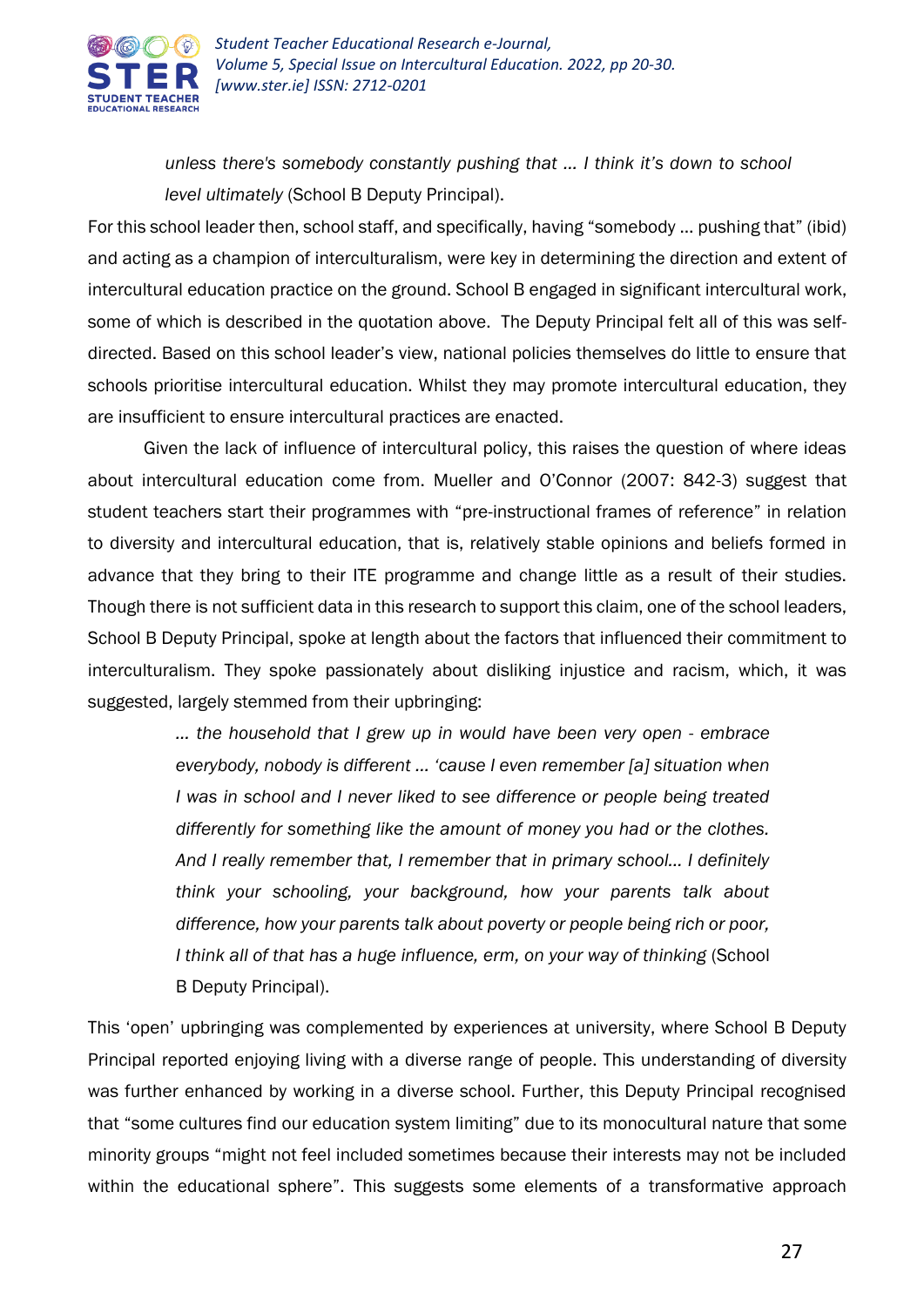> *unless there's somebody constantly pushing that … I think it's down to school level ultimately* (School B Deputy Principal).

For this school leader then, school staff, and specifically, having "somebody … pushing that" (ibid) and acting as a champion of interculturalism, were key in determining the direction and extent of intercultural education practice on the ground. School B engaged in significant intercultural work, some of which is described in the quotation above. The Deputy Principal felt all of this was self-directed. Based on this school leader's view, national policies themselves do little to ensure that schools prioritise intercultural education. Whilst they may promote intercultural education, they are insufficient to ensure intercultural practices are enacted.

Given the lack of influence of intercultural policy, this raises the question of where ideas about intercultural education come from. Mueller and O'Connor (2007: 842-3) suggest that student teachers start their programmes with "pre-instructional frames of reference" in relation to diversity and intercultural education, that is, relatively stable opinions and beliefs formed in advance that they bring to their ITE programme and change little as a result of their studies. Though there is not sufficient data in this research to support this claim, one of the school leaders, School B Deputy Principal, spoke at length about the factors that influenced their commitment to interculturalism. They spoke passionately about disliking injustice and racism, which, it was suggested, largely stemmed from their upbringing:

> *… the household that I grew up in would have been very open - embrace everybody, nobody is different … 'cause I even remember [a] situation when I was in school and I never liked to see difference or people being treated differently for something like the amount of money you had or the clothes. And I really remember that, I remember that in primary school… I definitely think your schooling, your background, how your parents talk about difference, how your parents talk about poverty or people being rich or poor, I think all of that has a huge influence, erm, on your way of thinking* (School B Deputy Principal).

This 'open' upbringing was complemented by experiences at university, where School B Deputy Principal reported enjoying living with a diverse range of people. This understanding of diversity was further enhanced by working in a diverse school. Further, this Deputy Principal recognised that "some cultures find our education system limiting" due to its monocultural nature that some minority groups "might not feel included sometimes because their interests may not be included within the educational sphere". This suggests some elements of a transformative approach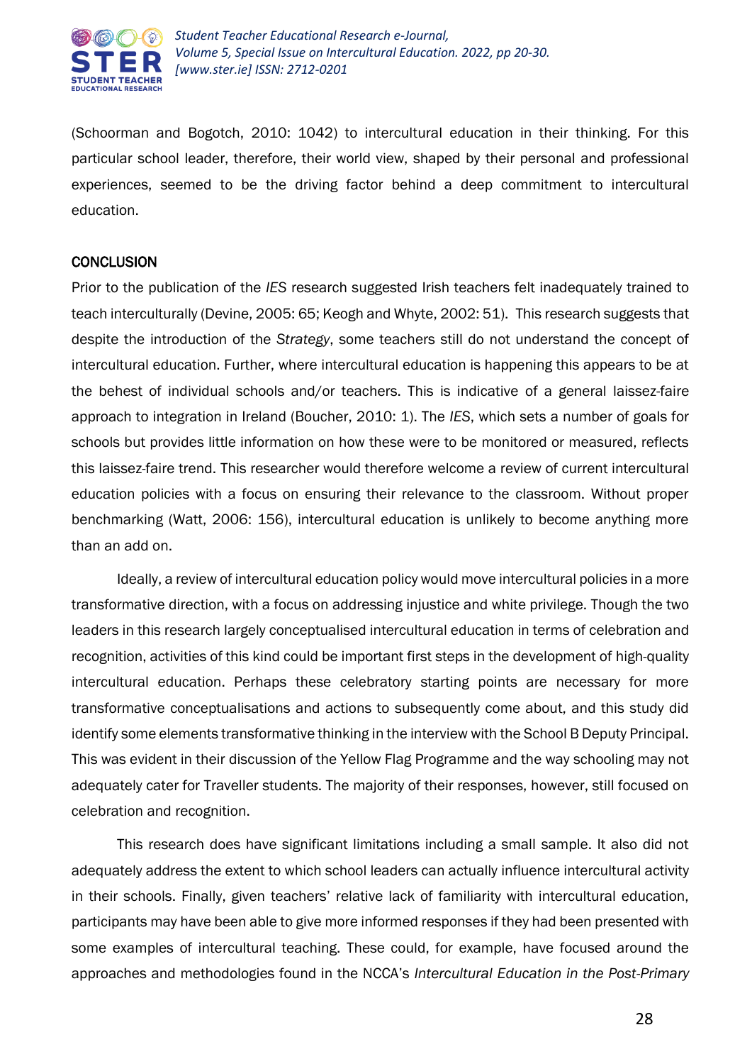(Schoorman and Bogotch, 2010: 1042) to intercultural education in their thinking. For this particular school leader, therefore, their world view, shaped by their personal and professional experiences, seemed to be the driving factor behind a deep commitment to intercultural education.

## CONCLUSION

Prior to the publication of the *IES* research suggested Irish teachers felt inadequately trained to teach interculturally (Devine, 2005: 65; Keogh and Whyte, 2002: 51). This research suggests that despite the introduction of the *Strategy*, some teachers still do not understand the concept of intercultural education. Further, where intercultural education is happening this appears to be at the behest of individual schools and/or teachers. This is indicative of a general laissez-faire approach to integration in Ireland (Boucher, 2010: 1). The *IES*, which sets a number of goals for schools but provides little information on how these were to be monitored or measured, reflects this laissez-faire trend. This researcher would therefore welcome a review of current intercultural education policies with a focus on ensuring their relevance to the classroom. Without proper benchmarking (Watt, 2006: 156), intercultural education is unlikely to become anything more than an add on.

Ideally, a review of intercultural education policy would move intercultural policies in a more transformative direction, with a focus on addressing injustice and white privilege. Though the two leaders in this research largely conceptualised intercultural education in terms of celebration and recognition, activities of this kind could be important first steps in the development of high-quality intercultural education. Perhaps these celebratory starting points are necessary for more transformative conceptualisations and actions to subsequently come about, and this study did identify some elements transformative thinking in the interview with the School B Deputy Principal. This was evident in their discussion of the Yellow Flag Programme and the way schooling may not adequately cater for Traveller students. The majority of their responses, however, still focused on celebration and recognition.

This research does have significant limitations including a small sample. It also did not adequately address the extent to which school leaders can actually influence intercultural activity in their schools. Finally, given teachers' relative lack of familiarity with intercultural education, participants may have been able to give more informed responses if they had been presented with some examples of intercultural teaching. These could, for example, have focused around the approaches and methodologies found in the NCCA's *Intercultural Education in the Post-Primary*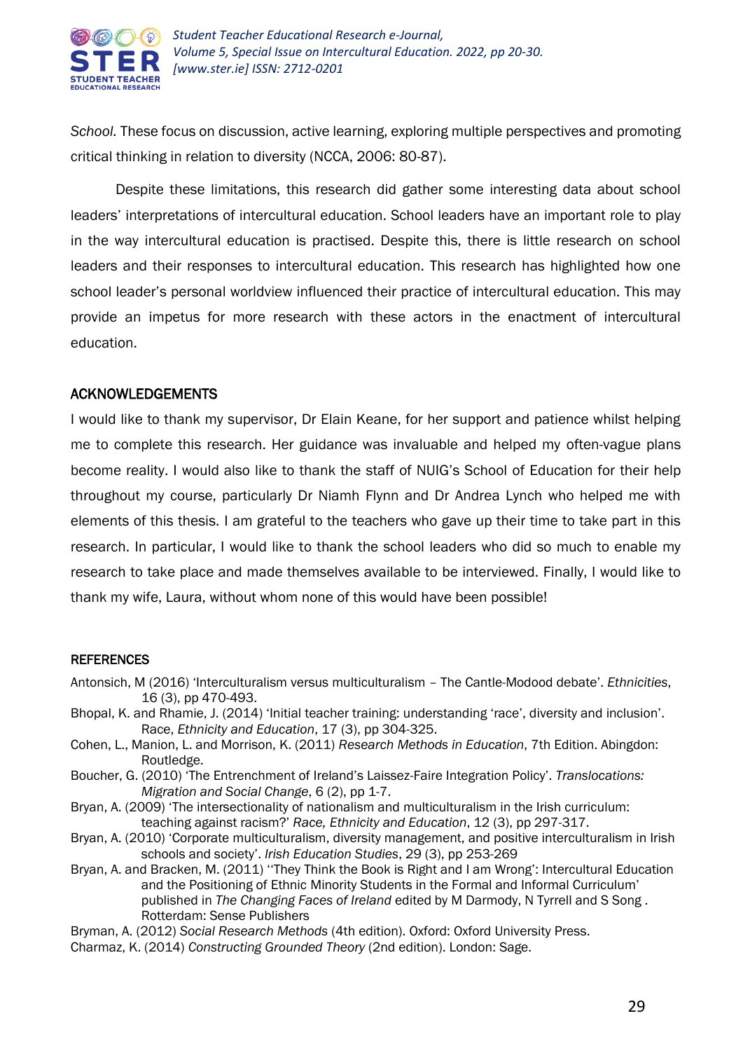*School*. These focus on discussion, active learning, exploring multiple perspectives and promoting critical thinking in relation to diversity (NCCA, 2006: 80-87).

Despite these limitations, this research did gather some interesting data about school leaders' interpretations of intercultural education. School leaders have an important role to play in the way intercultural education is practised. Despite this, there is little research on school leaders and their responses to intercultural education. This research has highlighted how one school leader's personal worldview influenced their practice of intercultural education. This may provide an impetus for more research with these actors in the enactment of intercultural education.

## ACKNOWLEDGEMENTS

I would like to thank my supervisor, Dr Elain Keane, for her support and patience whilst helping me to complete this research. Her guidance was invaluable and helped my often-vague plans become reality. I would also like to thank the staff of NUIG's School of Education for their help throughout my course, particularly Dr Niamh Flynn and Dr Andrea Lynch who helped me with elements of this thesis. I am grateful to the teachers who gave up their time to take part in this research. In particular, I would like to thank the school leaders who did so much to enable my research to take place and made themselves available to be interviewed. Finally, I would like to thank my wife, Laura, without whom none of this would have been possible!

## REFERENCES

Antonsich, M (2016) 'Interculturalism versus multiculturalism – The Cantle-Modood debate'. *Ethnicities*, 16 (3), pp 470-493.

Bhopal, K. and Rhamie, J. (2014) 'Initial teacher training: understanding 'race', diversity and inclusion'. Race, *Ethnicity and Education*, 17 (3), pp 304-325.

Cohen, L., Manion, L. and Morrison, K. (2011) *Research Methods in Education*, 7th Edition. Abingdon: Routledge.

Boucher, G. (2010) 'The Entrenchment of Ireland's Laissez-Faire Integration Policy'. *Translocations: Migration and Social Change*, 6 (2), pp 1-7.

Bryan, A. (2009) 'The intersectionality of nationalism and multiculturalism in the Irish curriculum: teaching against racism?' *Race, Ethnicity and Education*, 12 (3), pp 297-317.

Bryan, A. (2010) 'Corporate multiculturalism, diversity management, and positive interculturalism in Irish schools and society'. *Irish Education Studies*, 29 (3), pp 253-269

Bryan, A. and Bracken, M. (2011) ''They Think the Book is Right and I am Wrong': Intercultural Education and the Positioning of Ethnic Minority Students in the Formal and Informal Curriculum' published in *The Changing Faces of Ireland* edited by M Darmody, N Tyrrell and S Song . Rotterdam: Sense Publishers

Bryman, A. (2012) *Social Research Methods* (4th edition). Oxford: Oxford University Press.

Charmaz, K. (2014) *Constructing Grounded Theory* (2nd edition). London: Sage.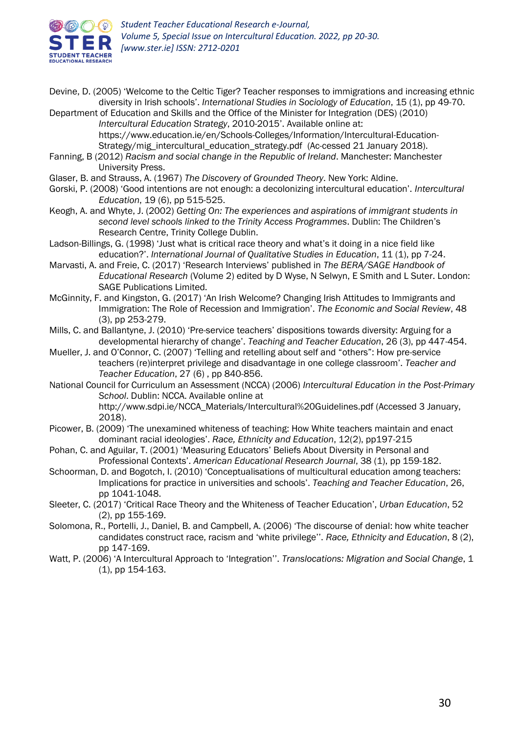Devine, D. (2005) 'Welcome to the Celtic Tiger? Teacher responses to immigrations and increasing ethnic diversity in Irish schools'. *International Studies in Sociology of Education*, 15 (1), pp 49-70.

Department of Education and Skills and the Office of the Minister for Integration (DES) (2010) *Intercultural Education Strategy*, 2010-2015'. Available online at: https://www.education.ie/en/Schools-Colleges/Information/Intercultural-Education-Strategy/mig_intercultural_education_strategy.pdf (Ac-cessed 21 January 2018).

Fanning, B (2012) *Racism and social change in the Republic of Ireland*. Manchester: Manchester University Press.

Glaser, B. and Strauss, A. (1967) *The Discovery of Grounded Theory*. New York: Aldine.

Gorski, P. (2008) 'Good intentions are not enough: a decolonizing intercultural education'. *Intercultural Education*, 19 (6), pp 515-525.

Keogh, A. and Whyte, J. (2002) *Getting On: The experiences and aspirations of immigrant students in second level schools linked to the Trinity Access Programmes*. Dublin: The Children's Research Centre, Trinity College Dublin.

Ladson-Billings, G. (1998) 'Just what is critical race theory and what's it doing in a nice field like education?'. *International Journal of Qualitative Studies in Education*, 11 (1), pp 7-24.

Marvasti, A. and Freie, C. (2017) 'Research Interviews' published in *The BERA/SAGE Handbook of Educational Research* (Volume 2) edited by D Wyse, N Selwyn, E Smith and L Suter. London: SAGE Publications Limited.

McGinnity, F. and Kingston, G. (2017) 'An Irish Welcome? Changing Irish Attitudes to Immigrants and Immigration: The Role of Recession and Immigration'. *The Economic and Social Review*, 48 (3), pp 253-279.

Mills, C. and Ballantyne, J. (2010) 'Pre-service teachers' dispositions towards diversity: Arguing for a developmental hierarchy of change'. *Teaching and Teacher Education*, 26 (3), pp 447-454.

Mueller, J. and O'Connor, C. (2007) 'Telling and retelling about self and "others": How pre-service teachers (re)interpret privilege and disadvantage in one college classroom'. *Teacher and Teacher Education*, 27 (6) , pp 840-856.

National Council for Curriculum an Assessment (NCCA) (2006) *Intercultural Education in the Post-Primary School*. Dublin: NCCA. Available online at http://www.sdpi.ie/NCCA_Materials/Intercultural%20Guidelines.pdf (Accessed 3 January, 2018).

Picower, B. (2009) 'The unexamined whiteness of teaching: How White teachers maintain and enact dominant racial ideologies'. *Race, Ethnicity and Education*, 12(2), pp197-215

Pohan, C. and Aguilar, T. (2001) 'Measuring Educators' Beliefs About Diversity in Personal and Professional Contexts'. *American Educational Research Journal*, 38 (1), pp 159-182.

Schoorman, D. and Bogotch, I. (2010) 'Conceptualisations of multicultural education among teachers: Implications for practice in universities and schools'. *Teaching and Teacher Education*, 26, pp 1041-1048.

Sleeter, C. (2017) 'Critical Race Theory and the Whiteness of Teacher Education', *Urban Education*, 52 (2), pp 155-169.

Solomona, R., Portelli, J., Daniel, B. and Campbell, A. (2006) 'The discourse of denial: how white teacher candidates construct race, racism and 'white privilege''. *Race, Ethnicity and Education*, 8 (2), pp 147-169.

Watt, P. (2006) 'A Intercultural Approach to 'Integration''. *Translocations: Migration and Social Change*, 1 (1), pp 154-163.